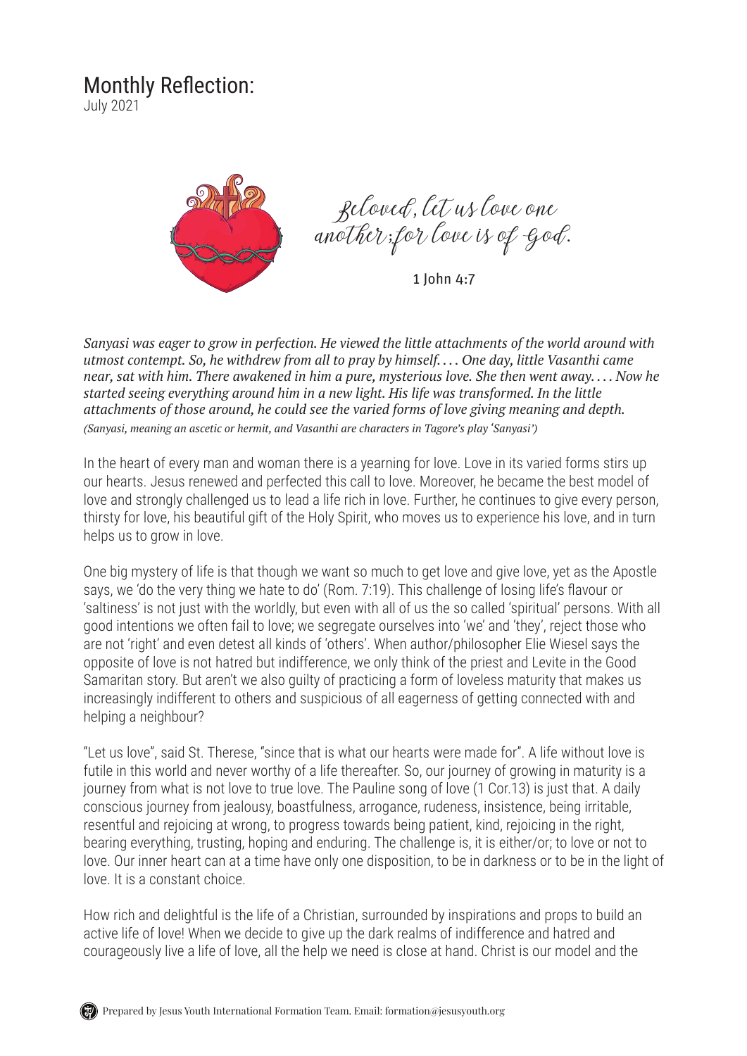# Monthly Reflection:

July 2021

*Beloved, let us love one another; for love is of God.*

1 John 4:7

*Sanyasi was eager to grow in perfection. He viewed the little attachments of the world around with utmost contempt. So, he withdrew from all to pray by himself. . . . One day, little Vasanthi came near, sat with him. There awakened in him a pure, mysterious love. She then went away. . . . Now he started seeing everything around him in a new light. His life was transformed. In the little attachments of those around, he could see the varied forms of love giving meaning and depth.*
*(Sanyasi, meaning an ascetic or hermit, and Vasanthi are characters in Tagore's play 'Sanyasi')*

In the heart of every man and woman there is a yearning for love. Love in its varied forms stirs up our hearts. Jesus renewed and perfected this call to love. Moreover, he became the best model of love and strongly challenged us to lead a life rich in love. Further, he continues to give every person, thirsty for love, his beautiful gift of the Holy Spirit, who moves us to experience his love, and in turn helps us to grow in love.

One big mystery of life is that though we want so much to get love and give love, yet as the Apostle says, we 'do the very thing we hate to do' (Rom. 7:19). This challenge of losing life's flavour or 'saltiness' is not just with the worldly, but even with all of us the so called 'spiritual' persons. With all good intentions we often fail to love; we segregate ourselves into 'we' and 'they', reject those who are not 'right' and even detest all kinds of 'others'. When author/philosopher Elie Wiesel says the opposite of love is not hatred but indifference, we only think of the priest and Levite in the Good Samaritan story. But aren't we also guilty of practicing a form of loveless maturity that makes us increasingly indifferent to others and suspicious of all eagerness of getting connected with and helping a neighbour?

"Let us love", said St. Therese, "since that is what our hearts were made for". A life without love is futile in this world and never worthy of a life thereafter. So, our journey of growing in maturity is a journey from what is not love to true love. The Pauline song of love (1 Cor.13) is just that. A daily conscious journey from jealousy, boastfulness, arrogance, rudeness, insistence, being irritable, resentful and rejoicing at wrong, to progress towards being patient, kind, rejoicing in the right, bearing everything, trusting, hoping and enduring. The challenge is, it is either/or; to love or not to love. Our inner heart can at a time have only one disposition, to be in darkness or to be in the light of love. It is a constant choice.

How rich and delightful is the life of a Christian, surrounded by inspirations and props to build an active life of love! When we decide to give up the dark realms of indifference and hatred and courageously live a life of love, all the help we need is close at hand. Christ is our model and the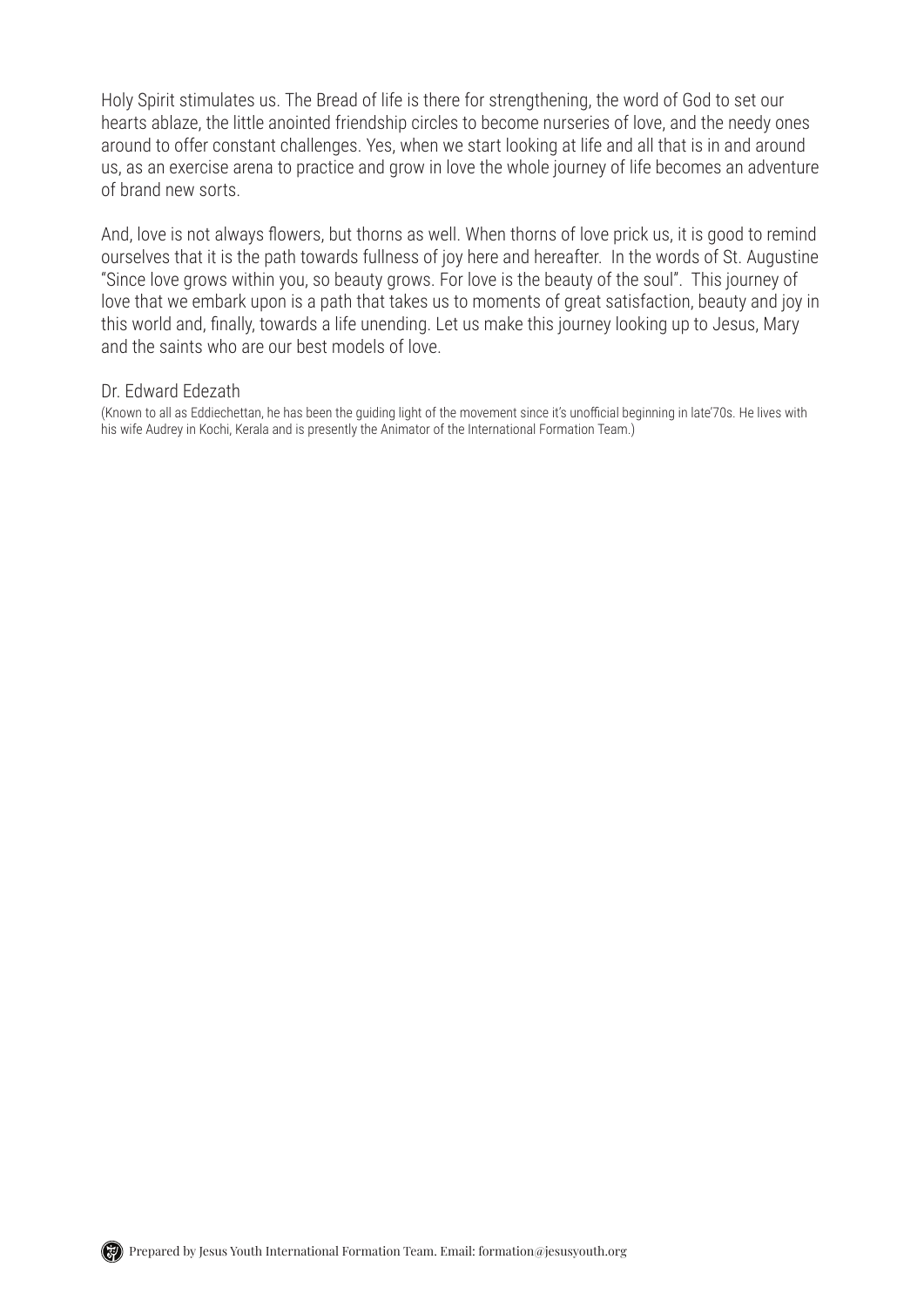Holy Spirit stimulates us. The Bread of life is there for strengthening, the word of God to set our hearts ablaze, the little anointed friendship circles to become nurseries of love, and the needy ones around to offer constant challenges. Yes, when we start looking at life and all that is in and around us, as an exercise arena to practice and grow in love the whole journey of life becomes an adventure of brand new sorts.

And, love is not always flowers, but thorns as well. When thorns of love prick us, it is good to remind ourselves that it is the path towards fullness of joy here and hereafter. In the words of St. Augustine "Since love grows within you, so beauty grows. For love is the beauty of the soul". This journey of love that we embark upon is a path that takes us to moments of great satisfaction, beauty and joy in this world and, finally, towards a life unending. Let us make this journey looking up to Jesus, Mary and the saints who are our best models of love.

Dr. Edward Edezath

(Known to all as Eddiechettan, he has been the guiding light of the movement since it's unofficial beginning in late'70s. He lives with his wife Audrey in Kochi, Kerala and is presently the Animator of the International Formation Team.)

Prepared by Jesus Youth International Formation Team. Email: formation@jesusyouth.org